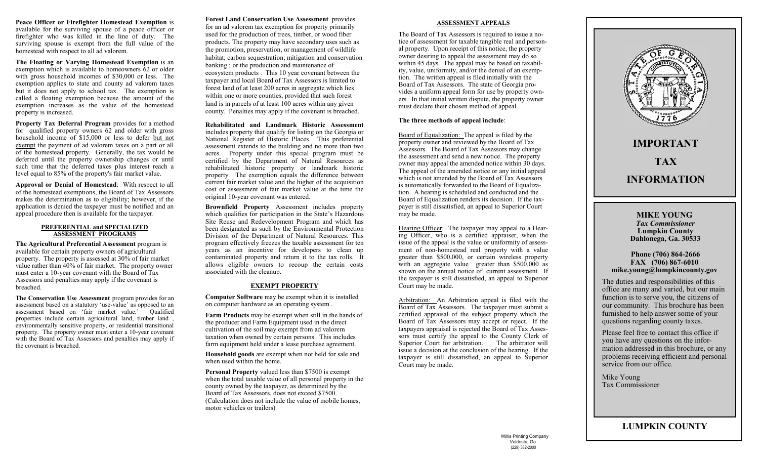**Peace Officer or Firefighter Homestead Exemption** is available for the surviving spouse of a peace officer or firefighter who was killed in the line of duty. The surviving spouse is exempt from the full value of the homestead with respect to all ad valorem.

**The Floating or Varying Homestead Exemption** is an exemption which is available to homeowners 62 or older with gross household incomes of $30,000 or less. The exemption applies to state and county ad valorem taxes but it does not apply to school tax. The exemption is called a floating exemption because the amount of the exemption increases as the value of the homestead property is increased.

**Property Tax Deferral Program** provides for a method for qualified property owners 62 and older with gross household income of $15,000 or less to defer but not exempt the payment of ad valorem taxes on a part or all of the homestead property. Generally, the tax would be deferred until the property ownership changes or until such time that the deferred taxes plus interest reach a level equal to 85% of the property's fair market value.

**Approval or Denial of Homestead**: With respect to all of the homestead exemptions, the Board of Tax Assessors makes the determination as to eligibility; however, if the application is denied the taxpayer must be notified and an appeal procedure then is available for the taxpayer.

## PREFERENTIAL and SPECIALIZED ASSESSMENT PROGRAMS

**The Agricultural Preferential Assessment** program is available for certain property owners of agricultural property. The property is assessed at 30% of fair market value rather than 40% of fair market. The property owner must enter a 10-year covenant with the Board of Tax Assessors and penalties may apply if the covenant is breached.

**The Conservation Use Assessment** program provides for an assessment based on a statutory 'use-value' as opposed to an assessment based on 'fair market value.' Qualified properties include certain agricultural land, timber land , environmentally sensitive property, or residential transitional property. The property owner must enter a 10-year covenant with the Board of Tax Assessors and penalties may apply if the covenant is breached.

**Forest Land Conservation Use Assessment** provides for an ad valorem tax exemption for property primarily used for the production of trees, timber, or wood fiber products. The property may have secondary uses such as the promotion, preservation, or management of wildlife habitat; carbon sequestration; mitigation and conservation banking ; or the production and maintenance of ecosystem products . This 10 year covenant between the taxpayer and local Board of Tax Assessors is limited to forest land of at least 200 acres in aggregate which lies within one or more counties, provided that such forest land is in parcels of at least 100 acres within any given county. Penalties may apply if the covenant is breached.

**Rehabilitated and Landmark Historic Assessment** includes property that qualify for listing on the Georgia or National Register of Historic Places. This preferential assessment extends to the building and no more than two acres. Property under this special program must be certified by the Department of Natural Resources as rehabilitated historic property or landmark historic property. The exemption equals the difference between current fair market value and the higher of the acquisition cost or assessment of fair market value at the time the original 10-year covenant was entered.

**Brownfield Property** Assessment includes property which qualifies for participation in the State's Hazardous Site Reuse and Redevelopment Program and which has been designated as such by the Environmental Protection Division of the Department of Natural Resources. This program effectively freezes the taxable assessment for ten years as an incentive for developers to clean up contaminated property and return it to the tax rolls. It allows eligible owners to recoup the certain costs associated with the cleanup.

## EXEMPT PROPERTY

**Computer Software** may be exempt when it is installed on computer hardware as an operating system .

**Farm Products** may be exempt when still in the hands of the producer and Farm Equipment used in the direct cultivation of the soil may exempt from ad valorem taxation when owned by certain persons. This includes farm equipment held under a lease purchase agreement.

**Household goods** are exempt when not held for sale and when used within the home.

**Personal Property** valued less than $7500 is exempt when the total taxable value of all personal property in the county owned by the taxpayer, as determined by the Board of Tax Assessors, does not exceed $7500. (Calculation does not include the value of mobile homes, motor vehicles or trailers)

## ASSESSMENT APPEALS

The Board of Tax Assessors is required to issue a notice of assessment for taxable tangible real and personal property. Upon receipt of this notice, the property owner desiring to appeal the assessment may do so within 45 days. The appeal may be based on taxability, value, uniformity, and/or the denial of an exemption. The written appeal is filed initially with the Board of Tax Assessors. The state of Georgia provides a uniform appeal form for use by property owners. In that initial written dispute, the property owner must declare their chosen method of appeal.

**The three methods of appeal include**:

Board of Equalization: The appeal is filed by the property owner and reviewed by the Board of Tax Assessors. The Board of Tax Assessors may change the assessment and send a new notice. The property owner may appeal the amended notice within 30 days. The appeal of the amended notice or any initial appeal which is not amended by the Board of Tax Assessors is automatically forwarded to the Board of Equalization. A hearing is scheduled and conducted and the Board of Equalization renders its decision. If the taxpayer is still dissatisfied, an appeal to Superior Court may be made.

Hearing Officer: The taxpayer may appeal to a Hearing Officer, who is a certified appraiser, when the issue of the appeal is the value or uniformity of assessment of non-homestead real property with a value greater than $500,000, or certain wireless property with an aggregate value greater than $500,000 as shown on the annual notice of current assessment. If the taxpayer is still dissatisfied, an appeal to Superior Court may be made.

Arbitration: An Arbitration appeal is filed with the Board of Tax Assessors. The taxpayer must submit a certified appraisal of the subject property which the Board of Tax Assessors may accept or reject. If the taxpayers appraisal is rejected the Board of Tax Assessors must certify the appeal to the County Clerk of Superior Court for arbitration. The arbitrator will issue a decision at the conclusion of the hearing. If the taxpayer is still dissatisfied, an appeal to Superior Court may be made.

Willis Printing Company
Valdosta, Ga.
(229) 382-2000

# IMPORTANT TAX INFORMATION

**MIKE YOUNG**
***Tax Commissioner***
**Lumpkin County**
**Dahlonega, Ga. 30533**

**Phone (706) 864-2666**
**FAX (706) 867-6010**
**mike.young@lumpkincounty.gov**

The duties and responsibilities of this office are many and varied, but our main function is to serve you, the citizens of our community. This brochure has been furnished to help answer some of your questions regarding county taxes.

Please feel free to contact this office if you have any questions on the information addressed in this brochure, or any problems receiving efficient and personal service from our office.

Mike Young
Tax Commissioner

## LUMPKIN COUNTY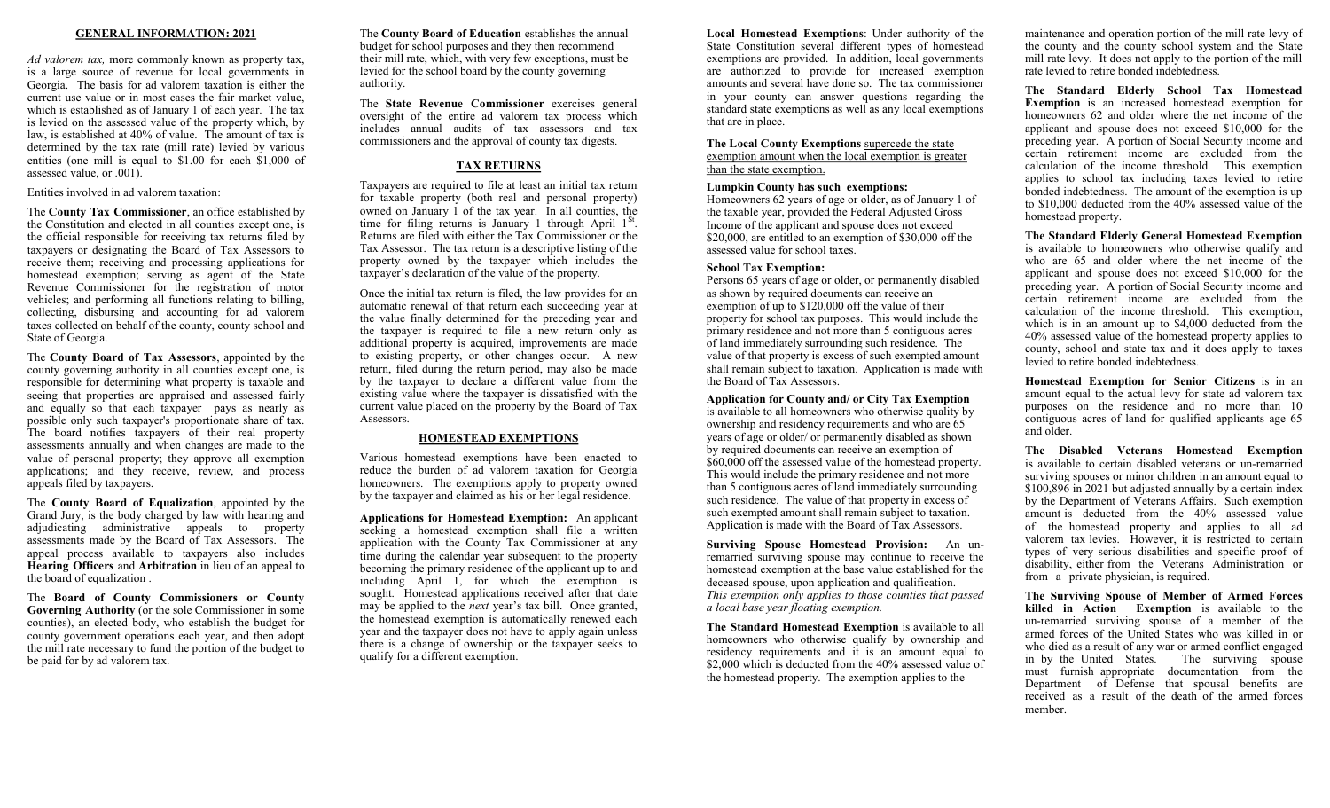## GENERAL INFORMATION: 2021

*Ad valorem tax,* more commonly known as property tax, is a large source of revenue for local governments in Georgia. The basis for ad valorem taxation is either the current use value or in most cases the fair market value, which is established as of January 1 of each year. The tax is levied on the assessed value of the property which, by law, is established at 40% of value. The amount of tax is determined by the tax rate (mill rate) levied by various entities (one mill is equal to $1.00 for each $1,000 of assessed value, or .001).

Entities involved in ad valorem taxation:

The **County Tax Commissioner**, an office established by the Constitution and elected in all counties except one, is the official responsible for receiving tax returns filed by taxpayers or designating the Board of Tax Assessors to receive them; receiving and processing applications for homestead exemption; serving as agent of the State Revenue Commissioner for the registration of motor vehicles; and performing all functions relating to billing, collecting, disbursing and accounting for ad valorem taxes collected on behalf of the county, county school and State of Georgia.

The **County Board of Tax Assessors**, appointed by the county governing authority in all counties except one, is responsible for determining what property is taxable and seeing that properties are appraised and assessed fairly and equally so that each taxpayer pays as nearly as possible only such taxpayer's proportionate share of tax. The board notifies taxpayers of their real property assessments annually and when changes are made to the value of personal property; they approve all exemption applications; and they receive, review, and process appeals filed by taxpayers.

The **County Board of Equalization**, appointed by the Grand Jury, is the body charged by law with hearing and adjudicating administrative appeals to property assessments made by the Board of Tax Assessors. The appeal process available to taxpayers also includes **Hearing Officers** and **Arbitration** in lieu of an appeal to the board of equalization .

The **Board of County Commissioners or County Governing Authority** (or the sole Commissioner in some counties), an elected body, who establish the budget for county government operations each year, and then adopt the mill rate necessary to fund the portion of the budget to be paid for by ad valorem tax.

The **County Board of Education** establishes the annual budget for school purposes and they then recommend their mill rate, which, with very few exceptions, must be levied for the school board by the county governing authority.

The **State Revenue Commissioner** exercises general oversight of the entire ad valorem tax process which includes annual audits of tax assessors and tax commissioners and the approval of county tax digests.

## TAX RETURNS

Taxpayers are required to file at least an initial tax return for taxable property (both real and personal property) owned on January 1 of the tax year. In all counties, the time for filing returns is January 1 through April 1st. Returns are filed with either the Tax Commissioner or the Tax Assessor. The tax return is a descriptive listing of the property owned by the taxpayer which includes the taxpayer's declaration of the value of the property.

Once the initial tax return is filed, the law provides for an automatic renewal of that return each succeeding year at the value finally determined for the preceding year and the taxpayer is required to file a new return only as additional property is acquired, improvements are made to existing property, or other changes occur. A new return, filed during the return period, may also be made by the taxpayer to declare a different value from the existing value where the taxpayer is dissatisfied with the current value placed on the property by the Board of Tax Assessors.

## HOMESTEAD EXEMPTIONS

Various homestead exemptions have been enacted to reduce the burden of ad valorem taxation for Georgia homeowners. The exemptions apply to property owned by the taxpayer and claimed as his or her legal residence.

**Applications for Homestead Exemption:** An applicant seeking a homestead exemption shall file a written application with the County Tax Commissioner at any time during the calendar year subsequent to the property becoming the primary residence of the applicant up to and including April 1, for which the exemption is sought. Homestead applications received after that date may be applied to the *next* year's tax bill. Once granted, the homestead exemption is automatically renewed each year and the taxpayer does not have to apply again unless there is a change of ownership or the taxpayer seeks to qualify for a different exemption.

**Local Homestead Exemptions**: Under authority of the State Constitution several different types of homestead exemptions are provided. In addition, local governments are authorized to provide for increased exemption amounts and several have done so. The tax commissioner in your county can answer questions regarding the standard state exemptions as well as any local exemptions that are in place.

**The Local County Exemptions** supercede the state exemption amount when the local exemption is greater than the state exemption.

**Lumpkin County has such exemptions:**
Homeowners 62 years of age or older, as of January 1 of the taxable year, provided the Federal Adjusted Gross Income of the applicant and spouse does not exceed $20,000, are entitled to an exemption of $30,000 off the assessed value for school taxes.

**School Tax Exemption:**
Persons 65 years of age or older, or permanently disabled as shown by required documents can receive an exemption of up to $120,000 off the value of their property for school tax purposes. This would include the primary residence and not more than 5 contiguous acres of land immediately surrounding such residence. The value of that property is excess of such exempted amount shall remain subject to taxation. Application is made with the Board of Tax Assessors.

**Application for County and/ or City Tax Exemption** is available to all homeowners who otherwise quality by ownership and residency requirements and who are 65 years of age or older/ or permanently disabled as shown by required documents can receive an exemption of $60,000 off the assessed value of the homestead property. This would include the primary residence and not more than 5 contiguous acres of land immediately surrounding such residence. The value of that property in excess of such exempted amount shall remain subject to taxation. Application is made with the Board of Tax Assessors.

**Surviving Spouse Homestead Provision:** An un-remarried surviving spouse may continue to receive the homestead exemption at the base value established for the deceased spouse, upon application and qualification. *This exemption only applies to those counties that passed a local base year floating exemption.*

**The Standard Homestead Exemption** is available to all homeowners who otherwise qualify by ownership and residency requirements and it is an amount equal to $2,000 which is deducted from the 40% assessed value of the homestead property. The exemption applies to the maintenance and operation portion of the mill rate levy of the county and the county school system and the State mill rate levy. It does not apply to the portion of the mill rate levied to retire bonded indebtedness.

**The Standard Elderly School Tax Homestead Exemption** is an increased homestead exemption for homeowners 62 and older where the net income of the applicant and spouse does not exceed $10,000 for the preceding year. A portion of Social Security income and certain retirement income are excluded from the calculation of the income threshold. This exemption applies to school tax including taxes levied to retire bonded indebtedness. The amount of the exemption is up to $10,000 deducted from the 40% assessed value of the homestead property.

**The Standard Elderly General Homestead Exemption** is available to homeowners who otherwise qualify and who are 65 and older where the net income of the applicant and spouse does not exceed $10,000 for the preceding year. A portion of Social Security income and certain retirement income are excluded from the calculation of the income threshold. This exemption, which is in an amount up to $4,000 deducted from the 40% assessed value of the homestead property applies to county, school and state tax and it does apply to taxes levied to retire bonded indebtedness.

**Homestead Exemption for Senior Citizens** is in an amount equal to the actual levy for state ad valorem tax purposes on the residence and no more than 10 contiguous acres of land for qualified applicants age 65 and older.

**The Disabled Veterans Homestead Exemption** is available to certain disabled veterans or un-remarried surviving spouses or minor children in an amount equal to $100,896 in 2021 but adjusted annually by a certain index by the Department of Veterans Affairs. Such exemption amount is deducted from the 40% assessed value of the homestead property and applies to all ad valorem tax levies. However, it is restricted to certain types of very serious disabilities and specific proof of disability, either from the Veterans Administration or from a private physician, is required.

**The Surviving Spouse of Member of Armed Forces killed in Action Exemption** is available to the un-remarried surviving spouse of a member of the armed forces of the United States who was killed in or who died as a result of any war or armed conflict engaged in by the United States. The surviving spouse must furnish appropriate documentation from the Department of Defense that spousal benefits are received as a result of the death of the armed forces member.